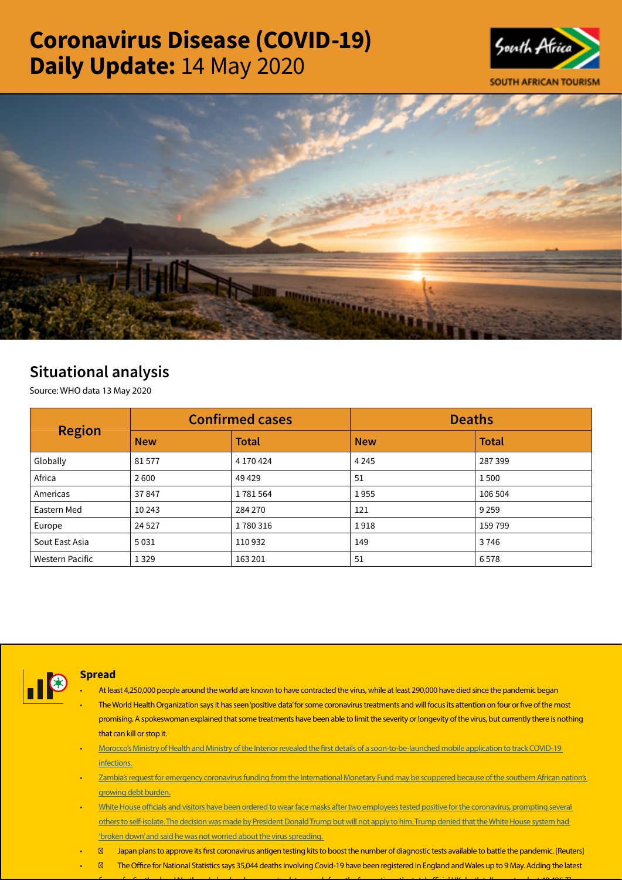# Coronavirus Disease (COVID-19) Daily Update: 14 May 2020

## Situational analysis

Source: WHO data 13 May 2020

| Region | Confirmed cases | | Deaths | |
|---|---|---|---|---|
| | New | Total | New | Total |
| Globally | 81 577 | 4 170 424 | 4 245 | 287 399 |
| Africa | 2 600 | 49 429 | 51 | 1 500 |
| Americas | 37 847 | 1 781 564 | 1 955 | 106 504 |
| Eastern Med | 10 243 | 284 270 | 121 | 9 259 |
| Europe | 24 527 | 1 780 316 | 1 918 | 159 799 |
| Sout East Asia | 5 031 | 110 932 | 149 | 3 746 |
| Western Pacific | 1 329 | 163 201 | 51 | 6 578 |

### Spread

- At least 4,250,000 people around the world are known to have contracted the virus, while at least 290,000 have died since the pandemic began
- The World Health Organization says it has seen 'positive data' for some coronavirus treatments and will focus its attention on four or five of the most promising. A spokeswoman explained that some treatments have been able to limit the severity or longevity of the virus, but currently there is nothing that can kill or stop it.
- Morocco's Ministry of Health and Ministry of the Interior revealed the first details of a soon-to-be-launched mobile application to track COVID-19 infections.
- Zambia's request for emergency coronavirus funding from the International Monetary Fund may be scuppered because of the southern African nation's growing debt burden.
- White House officials and visitors have been ordered to wear face masks after two employees tested positive for the coronavirus, prompting several others to self-isolate. The decision was made by President Donald Trump but will not apply to him. Trump denied that the White House system had 'broken down' and said he was not worried about the virus spreading.
- Japan plans to approve its first coronavirus antigen testing kits to boost the number of diagnostic tests available to battle the pandemic. [Reuters]
- The Office for National Statistics says 35,044 deaths involving Covid-19 have been registered in England and Wales up to 9 May. Adding the latest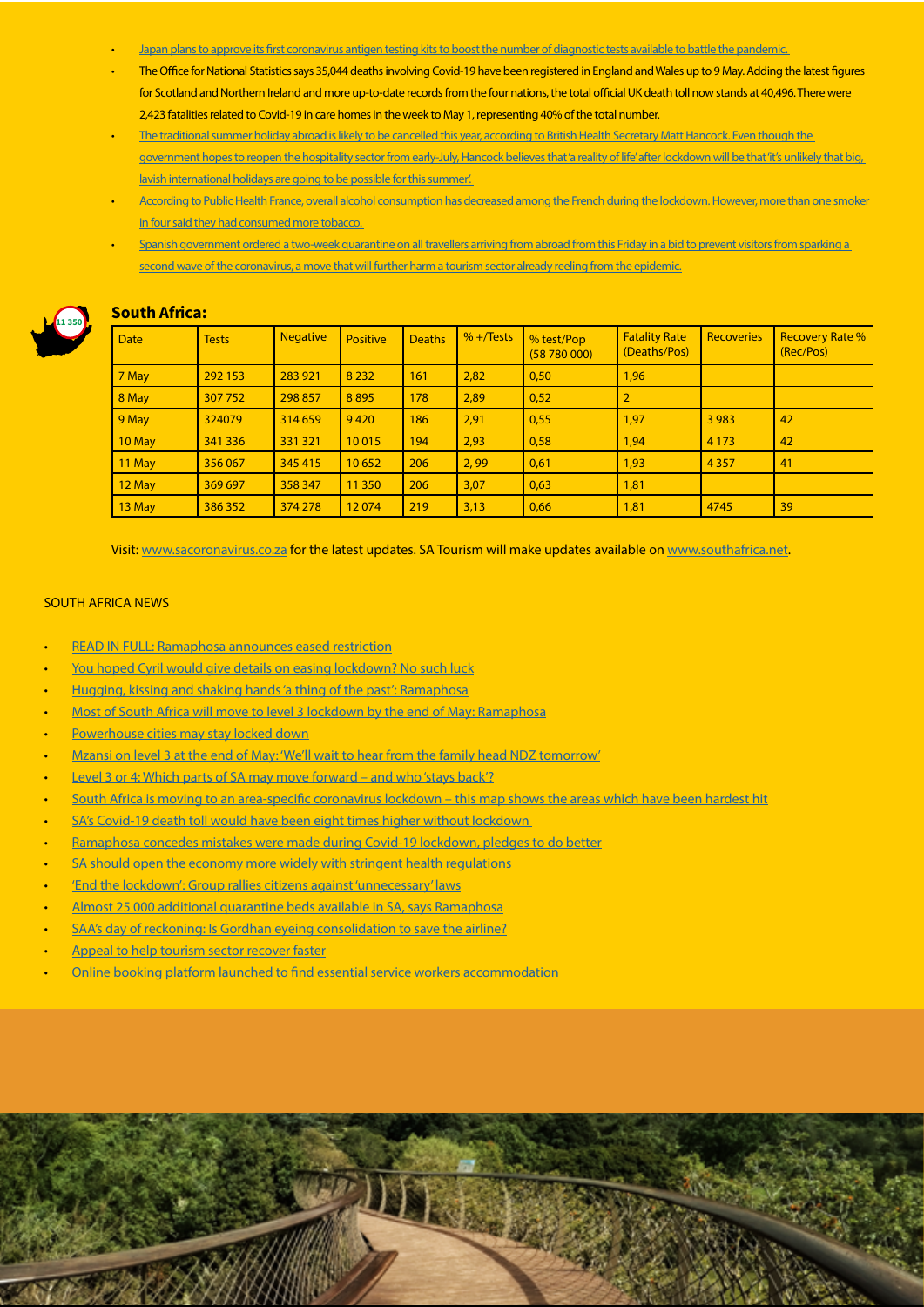- Japan plans to approve its first coronavirus antigen testing kits to boost the number of diagnostic tests available to battle the pandemic.
- The Office for National Statistics says 35,044 deaths involving Covid-19 have been registered in England and Wales up to 9 May. Adding the latest figures for Scotland and Northern Ireland and more up-to-date records from the four nations, the total official UK death toll now stands at 40,496. There were 2,423 fatalities related to Covid-19 in care homes in the week to May 1, representing 40% of the total number.
- The traditional summer holiday abroad is likely to be cancelled this year, according to British Health Secretary Matt Hancock. Even though the government hopes to reopen the hospitality sector from early-July, Hancock believes that 'a reality of life' after lockdown will be that 'it's unlikely that big, lavish international holidays are going to be possible for this summer'.
- According to Public Health France, overall alcohol consumption has decreased among the French during the lockdown. However, more than one smoker in four said they had consumed more tobacco.
- Spanish government ordered a two-week quarantine on all travellers arriving from abroad from this Friday in a bid to prevent visitors from sparking a second wave of the coronavirus, a move that will further harm a tourism sector already reeling from the epidemic.

## South Africa:

| Date | Tests | Negative | Positive | Deaths | % +/Tests | % test/Pop (58 780 000) | Fatality Rate (Deaths/Pos) | Recoveries | Recovery Rate % (Rec/Pos) |
|---|---|---|---|---|---|---|---|---|---|
| 7 May | 292 153 | 283 921 | 8 232 | 161 | 2,82 | 0,50 | 1,96 | | |
| 8 May | 307 752 | 298 857 | 8 895 | 178 | 2,89 | 0,52 | 2 | | |
| 9 May | 324079 | 314 659 | 9 420 | 186 | 2,91 | 0,55 | 1,97 | 3 983 | 42 |
| 10 May | 341 336 | 331 321 | 10 015 | 194 | 2,93 | 0,58 | 1,94 | 4 173 | 42 |
| 11 May | 356 067 | 345 415 | 10 652 | 206 | 2, 99 | 0,61 | 1,93 | 4 357 | 41 |
| 12 May | 369 697 | 358 347 | 11 350 | 206 | 3,07 | 0,63 | 1,81 | | |
| 13 May | 386 352 | 374 278 | 12 074 | 219 | 3,13 | 0,66 | 1,81 | 4745 | 39 |

Visit: www.sacoronavirus.co.za for the latest updates. SA Tourism will make updates available on www.southafrica.net.

SOUTH AFRICA NEWS

- READ IN FULL: Ramaphosa announces eased restriction
- You hoped Cyril would give details on easing lockdown? No such luck
- Hugging, kissing and shaking hands 'a thing of the past': Ramaphosa
- Most of South Africa will move to level 3 lockdown by the end of May: Ramaphosa
- Powerhouse cities may stay locked down
- Mzansi on level 3 at the end of May: 'We'll wait to hear from the family head NDZ tomorrow'
- Level 3 or 4: Which parts of SA may move forward – and who 'stays back'?
- South Africa is moving to an area-specific coronavirus lockdown – this map shows the areas which have been hardest hit
- SA's Covid-19 death toll would have been eight times higher without lockdown
- Ramaphosa concedes mistakes were made during Covid-19 lockdown, pledges to do better
- SA should open the economy more widely with stringent health regulations
- 'End the lockdown': Group rallies citizens against 'unnecessary' laws
- Almost 25 000 additional quarantine beds available in SA, says Ramaphosa
- SAA's day of reckoning: Is Gordhan eyeing consolidation to save the airline?
- Appeal to help tourism sector recover faster
- Online booking platform launched to find essential service workers accommodation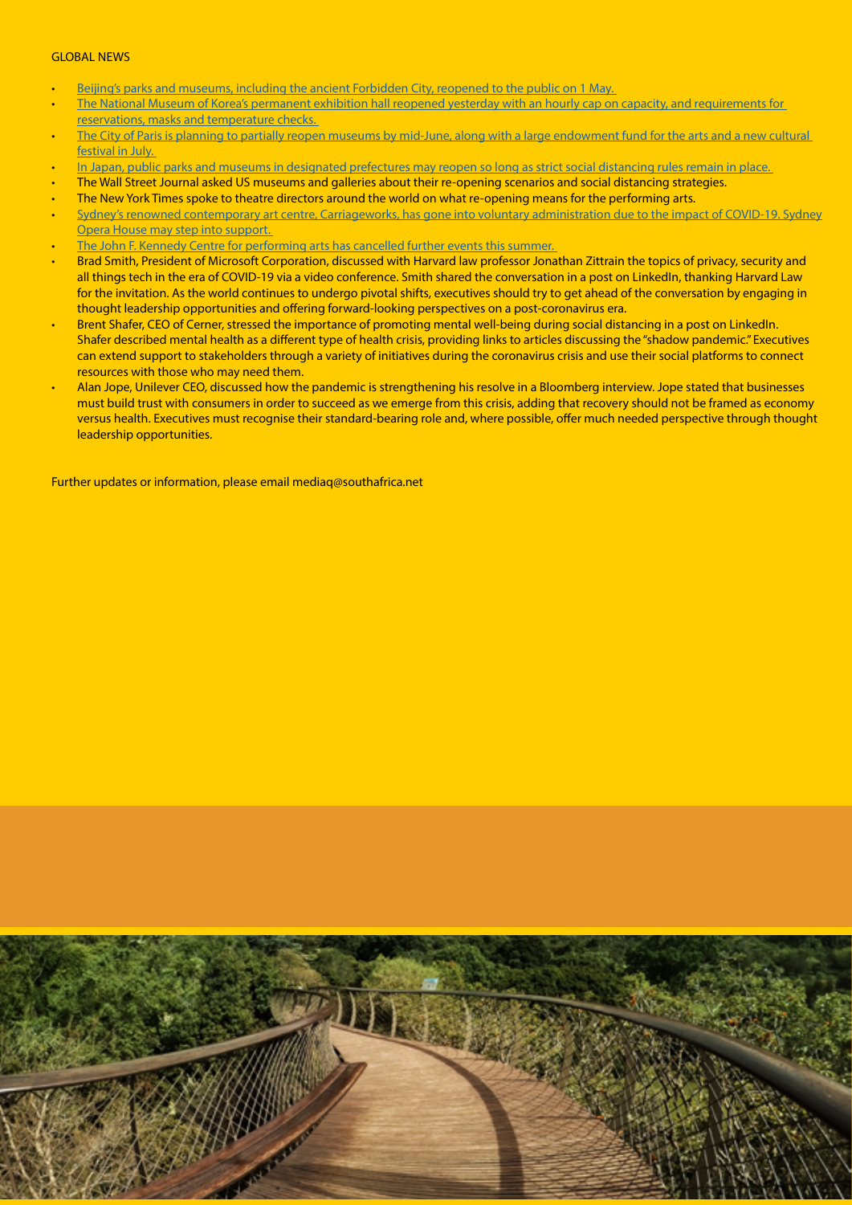GLOBAL NEWS

- Beijing's parks and museums, including the ancient Forbidden City, reopened to the public on 1 May.
- The National Museum of Korea's permanent exhibition hall reopened yesterday with an hourly cap on capacity, and requirements for reservations, masks and temperature checks.
- The City of Paris is planning to partially reopen museums by mid-June, along with a large endowment fund for the arts and a new cultural festival in July.
- In Japan, public parks and museums in designated prefectures may reopen so long as strict social distancing rules remain in place.
- The Wall Street Journal asked US museums and galleries about their re-opening scenarios and social distancing strategies.
- The New York Times spoke to theatre directors around the world on what re-opening means for the performing arts.
- Sydney's renowned contemporary art centre, Carriageworks, has gone into voluntary administration due to the impact of COVID-19. Sydney Opera House may step into support.
- The John F. Kennedy Centre for performing arts has cancelled further events this summer.
- Brad Smith, President of Microsoft Corporation, discussed with Harvard law professor Jonathan Zittrain the topics of privacy, security and all things tech in the era of COVID-19 via a video conference. Smith shared the conversation in a post on LinkedIn, thanking Harvard Law for the invitation. As the world continues to undergo pivotal shifts, executives should try to get ahead of the conversation by engaging in thought leadership opportunities and offering forward-looking perspectives on a post-coronavirus era.
- Brent Shafer, CEO of Cerner, stressed the importance of promoting mental well-being during social distancing in a post on LinkedIn. Shafer described mental health as a different type of health crisis, providing links to articles discussing the "shadow pandemic." Executives can extend support to stakeholders through a variety of initiatives during the coronavirus crisis and use their social platforms to connect resources with those who may need them.
- Alan Jope, Unilever CEO, discussed how the pandemic is strengthening his resolve in a Bloomberg interview. Jope stated that businesses must build trust with consumers in order to succeed as we emerge from this crisis, adding that recovery should not be framed as economy versus health. Executives must recognise their standard-bearing role and, where possible, offer much needed perspective through thought leadership opportunities.

Further updates or information, please email mediaq@southafrica.net